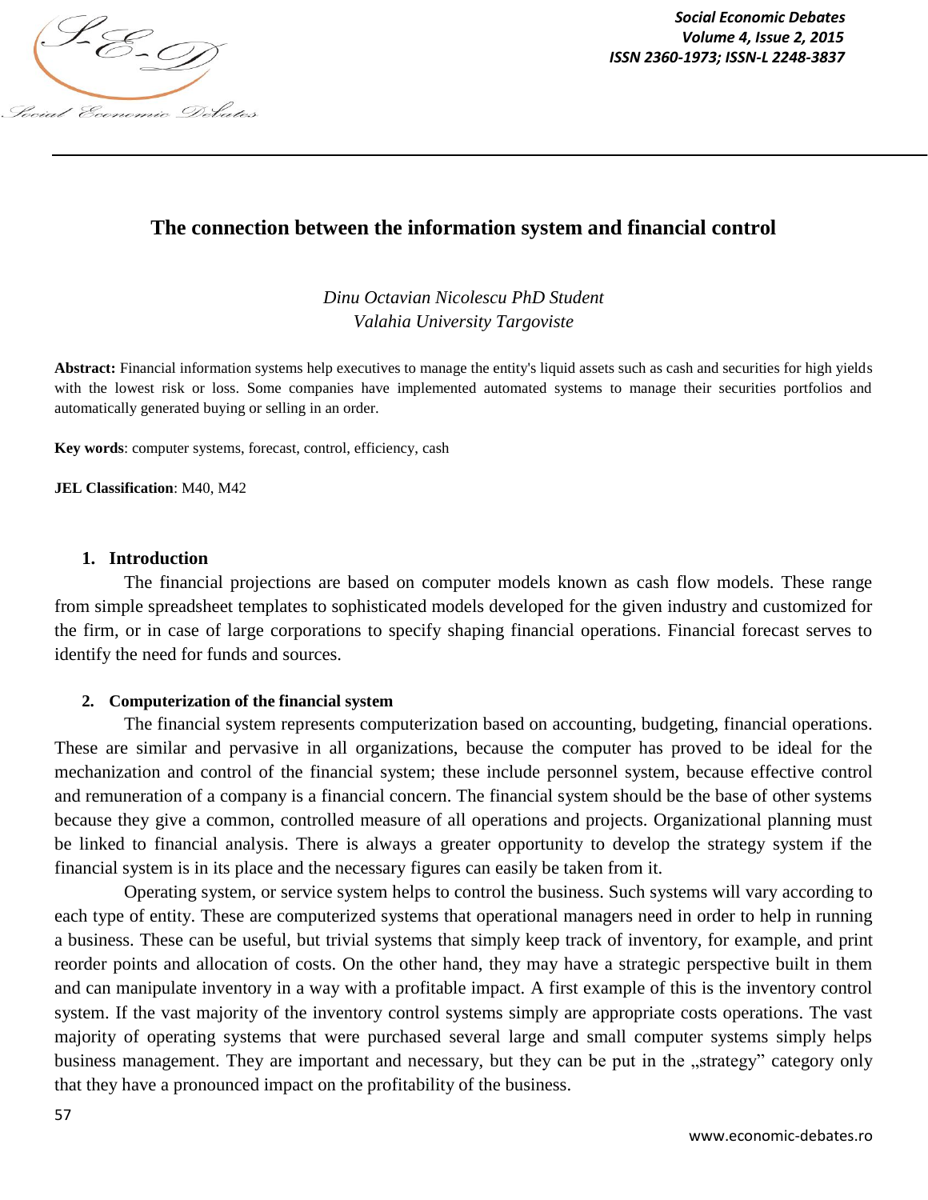# The connection between the information system and financial control

*Dinu Octavian Nicolescu PhD Student*
*Valahia University Targoviste*

**Abstract:** Financial information systems help executives to manage the entity's liquid assets such as cash and securities for high yields with the lowest risk or loss. Some companies have implemented automated systems to manage their securities portfolios and automatically generated buying or selling in an order.

**Key words**: computer systems, forecast, control, efficiency, cash

**JEL Classification**: M40, M42

## 1. Introduction

The financial projections are based on computer models known as cash flow models. These range from simple spreadsheet templates to sophisticated models developed for the given industry and customized for the firm, or in case of large corporations to specify shaping financial operations. Financial forecast serves to identify the need for funds and sources.

## 2. Computerization of the financial system

The financial system represents computerization based on accounting, budgeting, financial operations. These are similar and pervasive in all organizations, because the computer has proved to be ideal for the mechanization and control of the financial system; these include personnel system, because effective control and remuneration of a company is a financial concern. The financial system should be the base of other systems because they give a common, controlled measure of all operations and projects. Organizational planning must be linked to financial analysis. There is always a greater opportunity to develop the strategy system if the financial system is in its place and the necessary figures can easily be taken from it.

Operating system, or service system helps to control the business. Such systems will vary according to each type of entity. These are computerized systems that operational managers need in order to help in running a business. These can be useful, but trivial systems that simply keep track of inventory, for example, and print reorder points and allocation of costs. On the other hand, they may have a strategic perspective built in them and can manipulate inventory in a way with a profitable impact. A first example of this is the inventory control system. If the vast majority of the inventory control systems simply are appropriate costs operations. The vast majority of operating systems that were purchased several large and small computer systems simply helps business management. They are important and necessary, but they can be put in the „strategy" category only that they have a pronounced impact on the profitability of the business.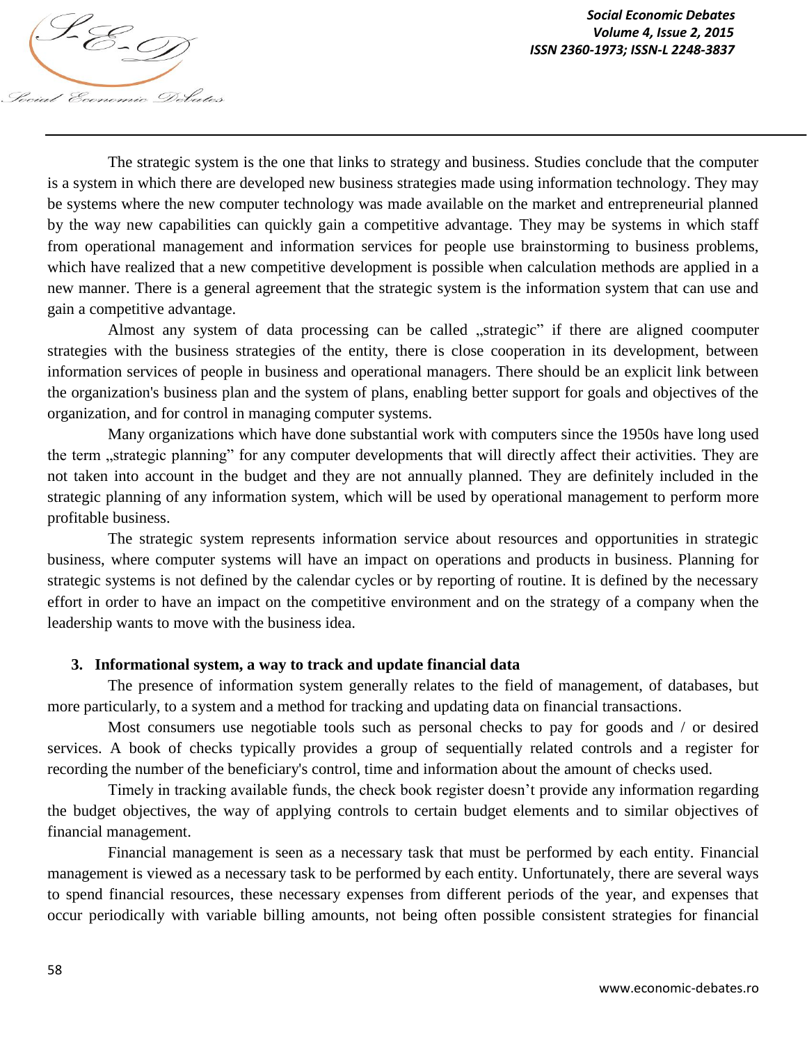The strategic system is the one that links to strategy and business. Studies conclude that the computer is a system in which there are developed new business strategies made using information technology. They may be systems where the new computer technology was made available on the market and entrepreneurial planned by the way new capabilities can quickly gain a competitive advantage. They may be systems in which staff from operational management and information services for people use brainstorming to business problems, which have realized that a new competitive development is possible when calculation methods are applied in a new manner. There is a general agreement that the strategic system is the information system that can use and gain a competitive advantage.

Almost any system of data processing can be called „strategic" if there are aligned coomputer strategies with the business strategies of the entity, there is close cooperation in its development, between information services of people in business and operational managers. There should be an explicit link between the organization's business plan and the system of plans, enabling better support for goals and objectives of the organization, and for control in managing computer systems.

Many organizations which have done substantial work with computers since the 1950s have long used the term „strategic planning" for any computer developments that will directly affect their activities. They are not taken into account in the budget and they are not annually planned. They are definitely included in the strategic planning of any information system, which will be used by operational management to perform more profitable business.

The strategic system represents information service about resources and opportunities in strategic business, where computer systems will have an impact on operations and products in business. Planning for strategic systems is not defined by the calendar cycles or by reporting of routine. It is defined by the necessary effort in order to have an impact on the competitive environment and on the strategy of a company when the leadership wants to move with the business idea.

### 3. Informational system, a way to track and update financial data

The presence of information system generally relates to the field of management, of databases, but more particularly, to a system and a method for tracking and updating data on financial transactions.

Most consumers use negotiable tools such as personal checks to pay for goods and / or desired services. A book of checks typically provides a group of sequentially related controls and a register for recording the number of the beneficiary's control, time and information about the amount of checks used.

Timely in tracking available funds, the check book register doesn't provide any information regarding the budget objectives, the way of applying controls to certain budget elements and to similar objectives of financial management.

Financial management is seen as a necessary task that must be performed by each entity. Financial management is viewed as a necessary task to be performed by each entity. Unfortunately, there are several ways to spend financial resources, these necessary expenses from different periods of the year, and expenses that occur periodically with variable billing amounts, not being often possible consistent strategies for financial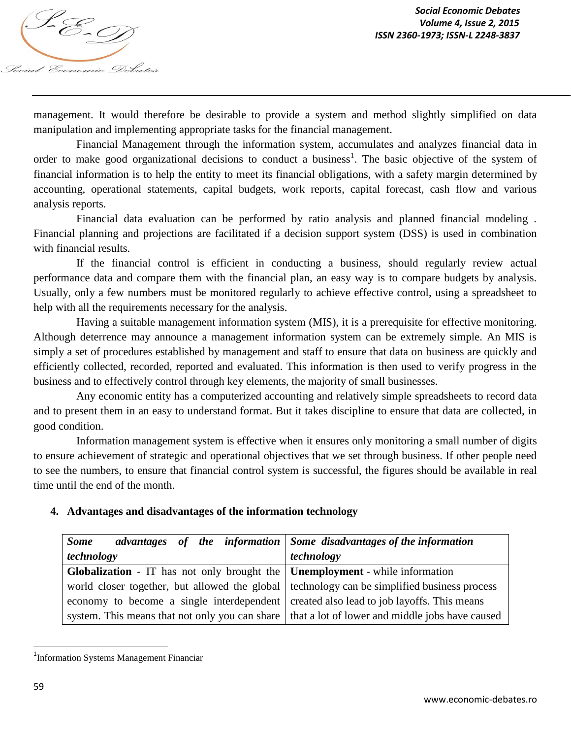management. It would therefore be desirable to provide a system and method slightly simplified on data manipulation and implementing appropriate tasks for the financial management.

Financial Management through the information system, accumulates and analyzes financial data in order to make good organizational decisions to conduct a business[1]. The basic objective of the system of financial information is to help the entity to meet its financial obligations, with a safety margin determined by accounting, operational statements, capital budgets, work reports, capital forecast, cash flow and various analysis reports.

Financial data evaluation can be performed by ratio analysis and planned financial modeling . Financial planning and projections are facilitated if a decision support system (DSS) is used in combination with financial results.

If the financial control is efficient in conducting a business, should regularly review actual performance data and compare them with the financial plan, an easy way is to compare budgets by analysis. Usually, only a few numbers must be monitored regularly to achieve effective control, using a spreadsheet to help with all the requirements necessary for the analysis.

Having a suitable management information system (MIS), it is a prerequisite for effective monitoring. Although deterrence may announce a management information system can be extremely simple. An MIS is simply a set of procedures established by management and staff to ensure that data on business are quickly and efficiently collected, recorded, reported and evaluated. This information is then used to verify progress in the business and to effectively control through key elements, the majority of small businesses.

Any economic entity has a computerized accounting and relatively simple spreadsheets to record data and to present them in an easy to understand format. But it takes discipline to ensure that data are collected, in good condition.

Information management system is effective when it ensures only monitoring a small number of digits to ensure achievement of strategic and operational objectives that we set through business. If other people need to see the numbers, to ensure that financial control system is successful, the figures should be available in real time until the end of the month.

## 4. Advantages and disadvantages of the information technology

| ***Some advantages of the information technology*** | ***Some disadvantages of the information technology*** |
|---|---|
| **Globalization** - IT has not only brought the world closer together, but allowed the global economy to become a single interdependent system. This means that not only you can share | **Unemployment** - while information technology can be simplified business process created also lead to job layoffs. This means that a lot of lower and middle jobs have caused |

[1]Information Systems Management Financiar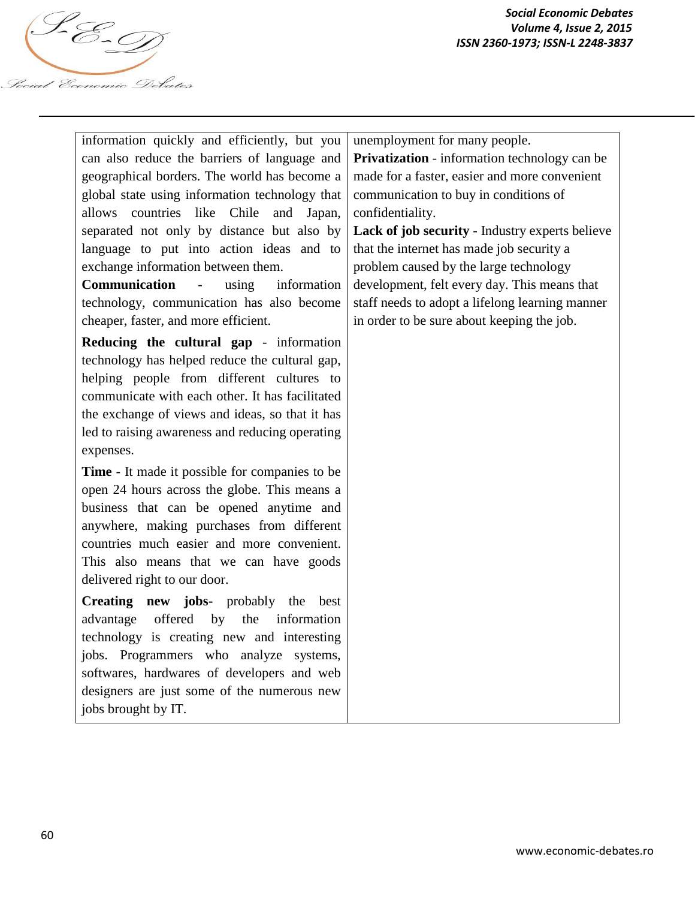| | |
|---|---|
| information quickly and efficiently, but you can also reduce the barriers of language and geographical borders. The world has become a global state using information technology that allows countries like Chile and Japan, separated not only by distance but also by language to put into action ideas and to exchange information between them.<br>**Communication** - using information technology, communication has also become cheaper, faster, and more efficient.<br>**Reducing the cultural gap** - information technology has helped reduce the cultural gap, helping people from different cultures to communicate with each other. It has facilitated the exchange of views and ideas, so that it has led to raising awareness and reducing operating expenses.<br>**Time** - It made it possible for companies to be open 24 hours across the globe. This means a business that can be opened anytime and anywhere, making purchases from different countries much easier and more convenient. This also means that we can have goods delivered right to our door.<br>**Creating new jobs-** probably the best advantage offered by the information technology is creating new and interesting jobs. Programmers who analyze systems, softwares, hardwares of developers and web designers are just some of the numerous new jobs brought by IT. | unemployment for many people.<br>**Privatization** - information technology can be made for a faster, easier and more convenient communication to buy in conditions of confidentiality.<br>**Lack of job security** - Industry experts believe that the internet has made job security a problem caused by the large technology development, felt every day. This means that staff needs to adopt a lifelong learning manner in order to be sure about keeping the job. |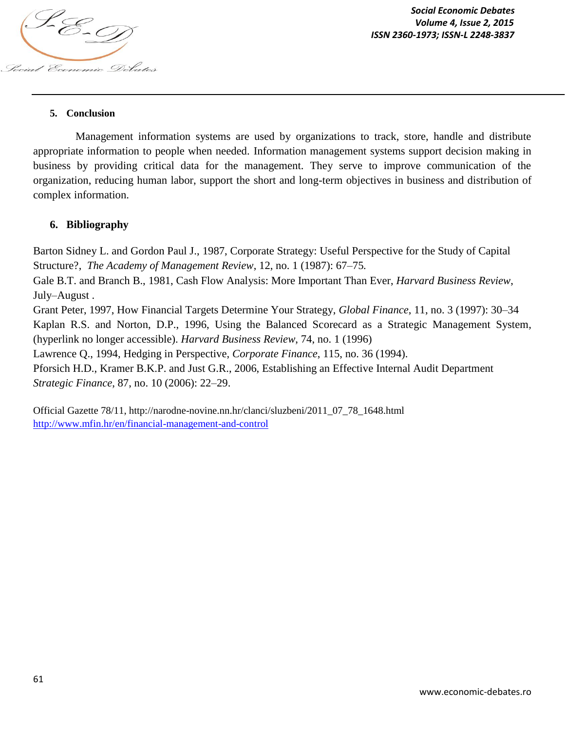## 5. Conclusion

Management information systems are used by organizations to track, store, handle and distribute appropriate information to people when needed. Information management systems support decision making in business by providing critical data for the management. They serve to improve communication of the organization, reducing human labor, support the short and long-term objectives in business and distribution of complex information.

## 6. Bibliography

Barton Sidney L. and Gordon Paul J., 1987, Corporate Strategy: Useful Perspective for the Study of Capital Structure?, *The Academy of Management Review*, 12, no. 1 (1987): 67–75.

Gale B.T. and Branch B., 1981, Cash Flow Analysis: More Important Than Ever, *Harvard Business Review*, July–August .

Grant Peter, 1997, How Financial Targets Determine Your Strategy, *Global Finance*, 11, no. 3 (1997): 30–34

Kaplan R.S. and Norton, D.P., 1996, Using the Balanced Scorecard as a Strategic Management System, (hyperlink no longer accessible). *Harvard Business Review*, 74, no. 1 (1996)

Lawrence Q., 1994, Hedging in Perspective, *Corporate Finance*, 115, no. 36 (1994).

Pforsich H.D., Kramer B.K.P. and Just G.R., 2006, Establishing an Effective Internal Audit Department *Strategic Finance*, 87, no. 10 (2006): 22–29.

Official Gazette 78/11, http://narodne-novine.nn.hr/clanci/sluzbeni/2011_07_78_1648.html

http://www.mfin.hr/en/financial-management-and-control